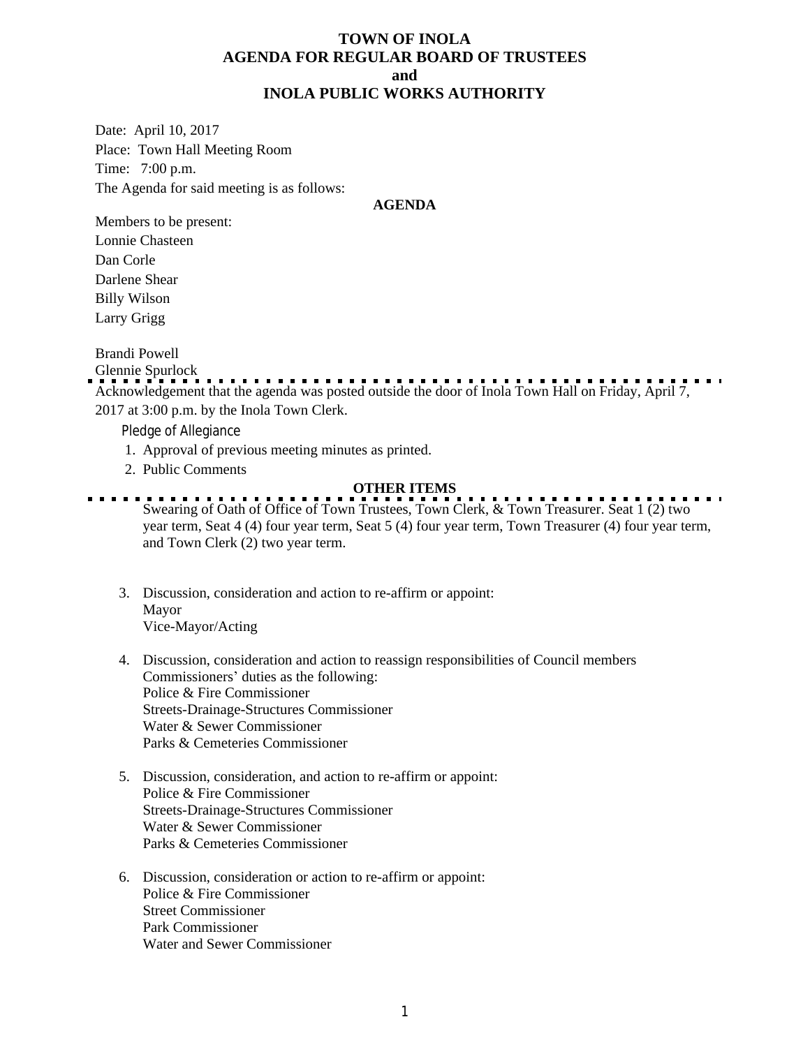# TOWN OF INOLA
## AGENDA FOR REGULAR BOARD OF TRUSTEES
## and
## INOLA PUBLIC WORKS AUTHORITY

Date: April 10, 2017

Place: Town Hall Meeting Room

Time: 7:00 p.m.

The Agenda for said meeting is as follows:

**AGENDA**

Members to be present:

Lonnie Chasteen

Dan Corle

Darlene Shear

Billy Wilson

Larry Grigg

Brandi Powell

Glennie Spurlock

Acknowledgement that the agenda was posted outside the door of Inola Town Hall on Friday, April 7, 2017 at 3:00 p.m. by the Inola Town Clerk.

Pledge of Allegiance

1. Approval of previous meeting minutes as printed.
2. Public Comments

**OTHER ITEMS**

Swearing of Oath of Office of Town Trustees, Town Clerk, & Town Treasurer. Seat 1 (2) two year term, Seat 4 (4) four year term, Seat 5 (4) four year term, Town Treasurer (4) four year term, and Town Clerk (2) two year term.

3. Discussion, consideration and action to re-affirm or appoint:
   Mayor
   Vice-Mayor/Acting

4. Discussion, consideration and action to reassign responsibilities of Council members Commissioners' duties as the following:
   Police & Fire Commissioner
   Streets-Drainage-Structures Commissioner
   Water & Sewer Commissioner
   Parks & Cemeteries Commissioner

5. Discussion, consideration, and action to re-affirm or appoint:
   Police & Fire Commissioner
   Streets-Drainage-Structures Commissioner
   Water & Sewer Commissioner
   Parks & Cemeteries Commissioner

6. Discussion, consideration or action to re-affirm or appoint:
   Police & Fire Commissioner
   Street Commissioner
   Park Commissioner
   Water and Sewer Commissioner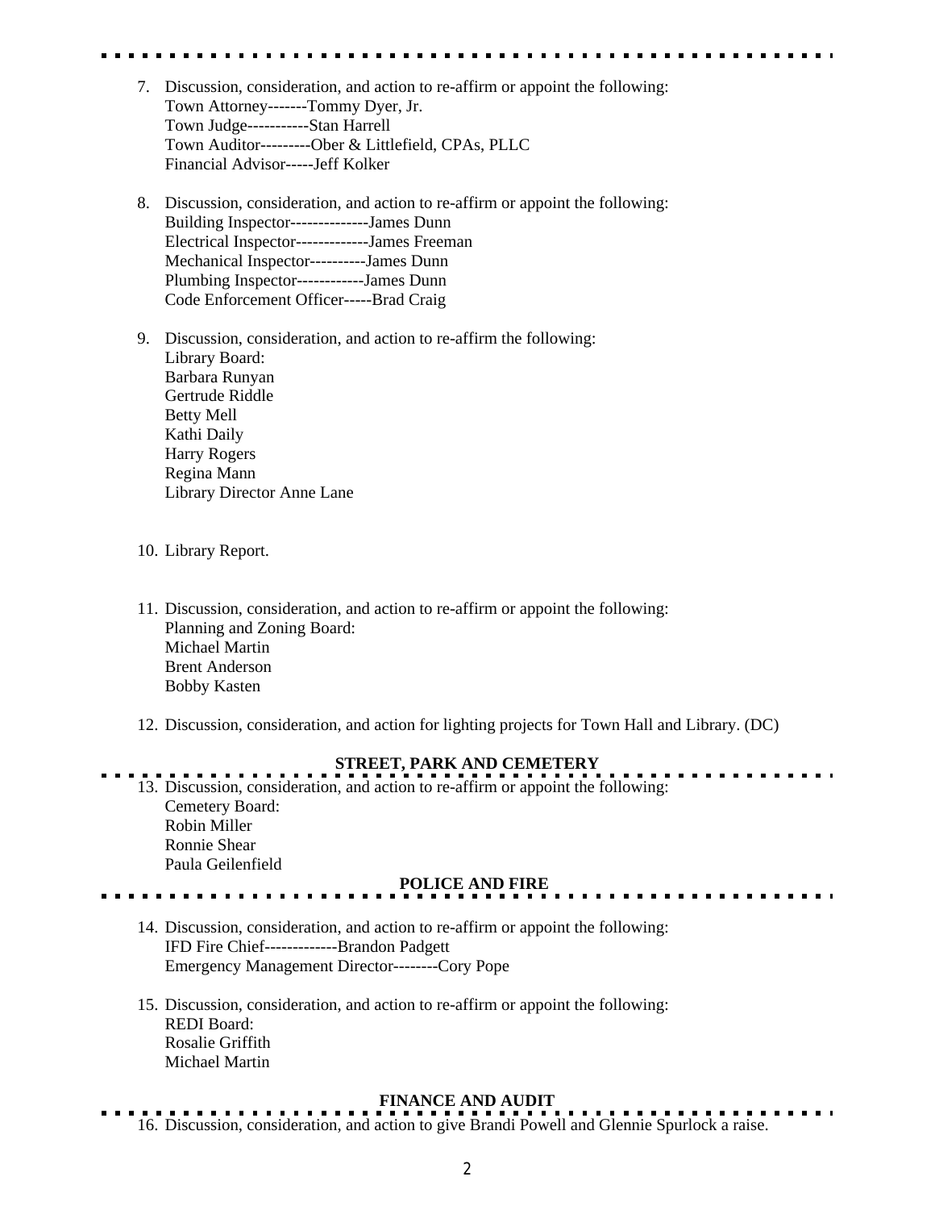7. Discussion, consideration, and action to re-affirm or appoint the following:
   Town Attorney-------Tommy Dyer, Jr.
   Town Judge-----------Stan Harrell
   Town Auditor---------Ober & Littlefield, CPAs, PLLC
   Financial Advisor-----Jeff Kolker

8. Discussion, consideration, and action to re-affirm or appoint the following:
   Building Inspector--------------James Dunn
   Electrical Inspector-------------James Freeman
   Mechanical Inspector----------James Dunn
   Plumbing Inspector------------James Dunn
   Code Enforcement Officer-----Brad Craig

9. Discussion, consideration, and action to re-affirm the following:
   Library Board:
   Barbara Runyan
   Gertrude Riddle
   Betty Mell
   Kathi Daily
   Harry Rogers
   Regina Mann
   Library Director Anne Lane

10. Library Report.

11. Discussion, consideration, and action to re-affirm or appoint the following:
    Planning and Zoning Board:
    Michael Martin
    Brent Anderson
    Bobby Kasten

12. Discussion, consideration, and action for lighting projects for Town Hall and Library. (DC)

**STREET, PARK AND CEMETERY**

13. Discussion, consideration, and action to re-affirm or appoint the following:
    Cemetery Board:
    Robin Miller
    Ronnie Shear
    Paula Geilenfield

**POLICE AND FIRE**

14. Discussion, consideration, and action to re-affirm or appoint the following:
    IFD Fire Chief-------------Brandon Padgett
    Emergency Management Director--------Cory Pope

15. Discussion, consideration, and action to re-affirm or appoint the following:
    REDI Board:
    Rosalie Griffith
    Michael Martin

**FINANCE AND AUDIT**

16. Discussion, consideration, and action to give Brandi Powell and Glennie Spurlock a raise.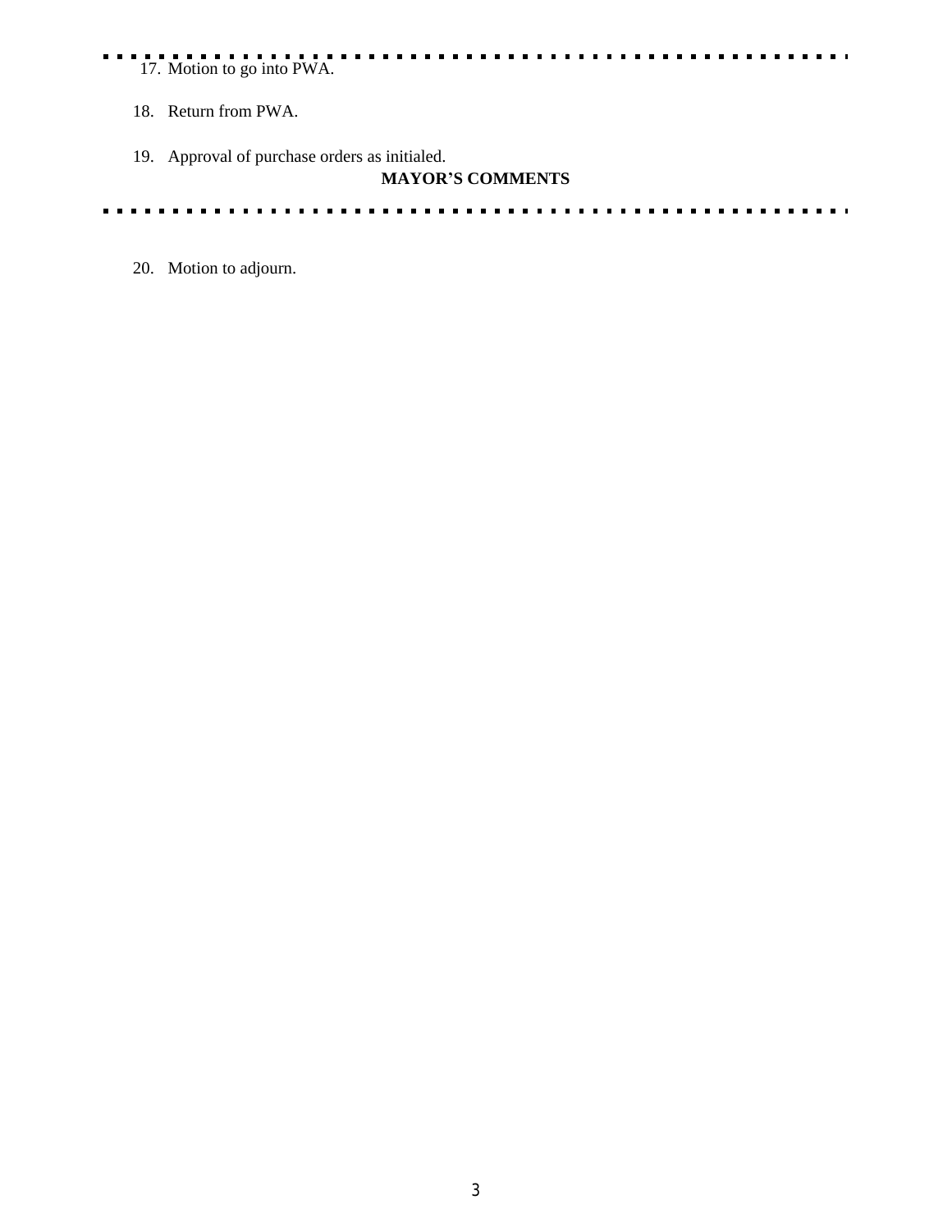17. Motion to go into PWA.

18. Return from PWA.

19. Approval of purchase orders as initialed.

**MAYOR'S COMMENTS**

20. Motion to adjourn.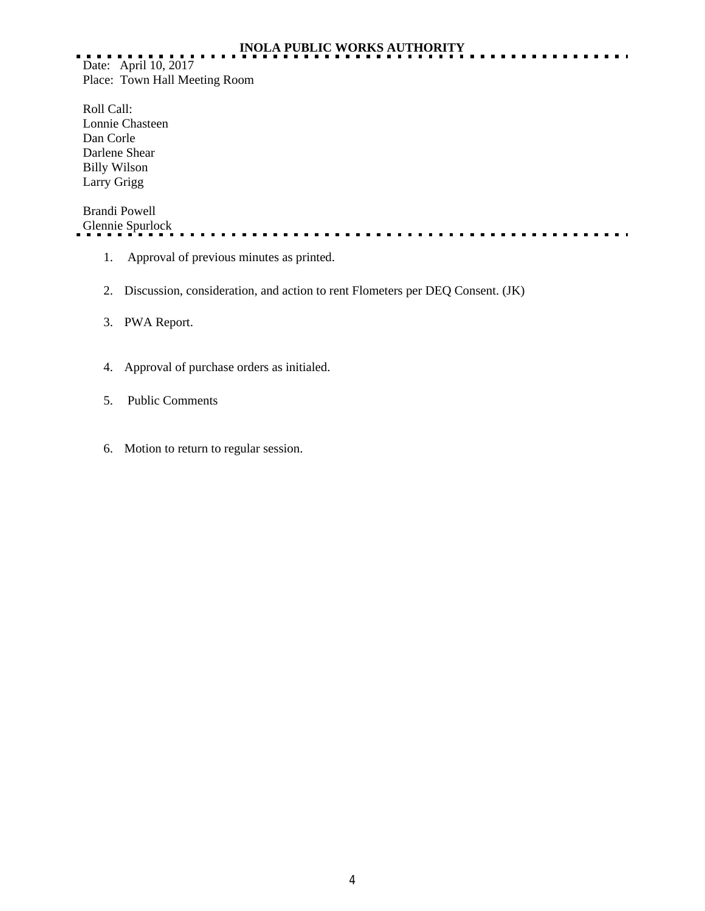**INOLA PUBLIC WORKS AUTHORITY**

Date: April 10, 2017
Place: Town Hall Meeting Room

Roll Call:
Lonnie Chasteen
Dan Corle
Darlene Shear
Billy Wilson
Larry Grigg

Brandi Powell
Glennie Spurlock

1. Approval of previous minutes as printed.

2. Discussion, consideration, and action to rent Flometers per DEQ Consent. (JK)

3. PWA Report.

4. Approval of purchase orders as initialed.

5. Public Comments

6. Motion to return to regular session.